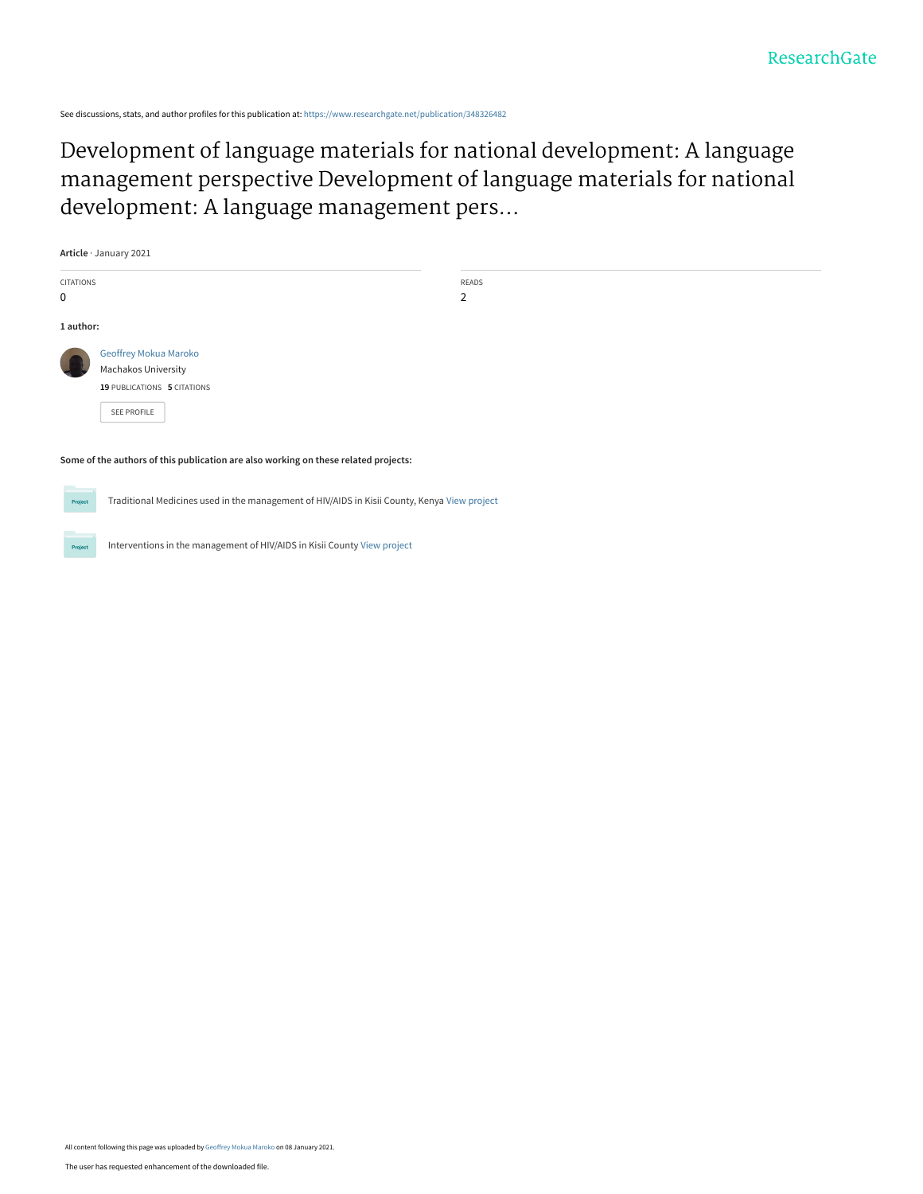See discussions, stats, and author profiles for this publication at: https://www.researchgate.net/publication/348326482

# Development of language materials for national development: A language management perspective Development of language materials for national development: A language management pers...

**Article** · January 2021

CITATIONS
0

READS
2

**1 author:**

Geoffrey Mokua Maroko
Machakos University
**19** PUBLICATIONS **5** CITATIONS

SEE PROFILE

**Some of the authors of this publication are also working on these related projects:**

Traditional Medicines used in the management of HIV/AIDS in Kisii County, Kenya View project

Interventions in the management of HIV/AIDS in Kisii County View project

All content following this page was uploaded by Geoffrey Mokua Maroko on 08 January 2021.

The user has requested enhancement of the downloaded file.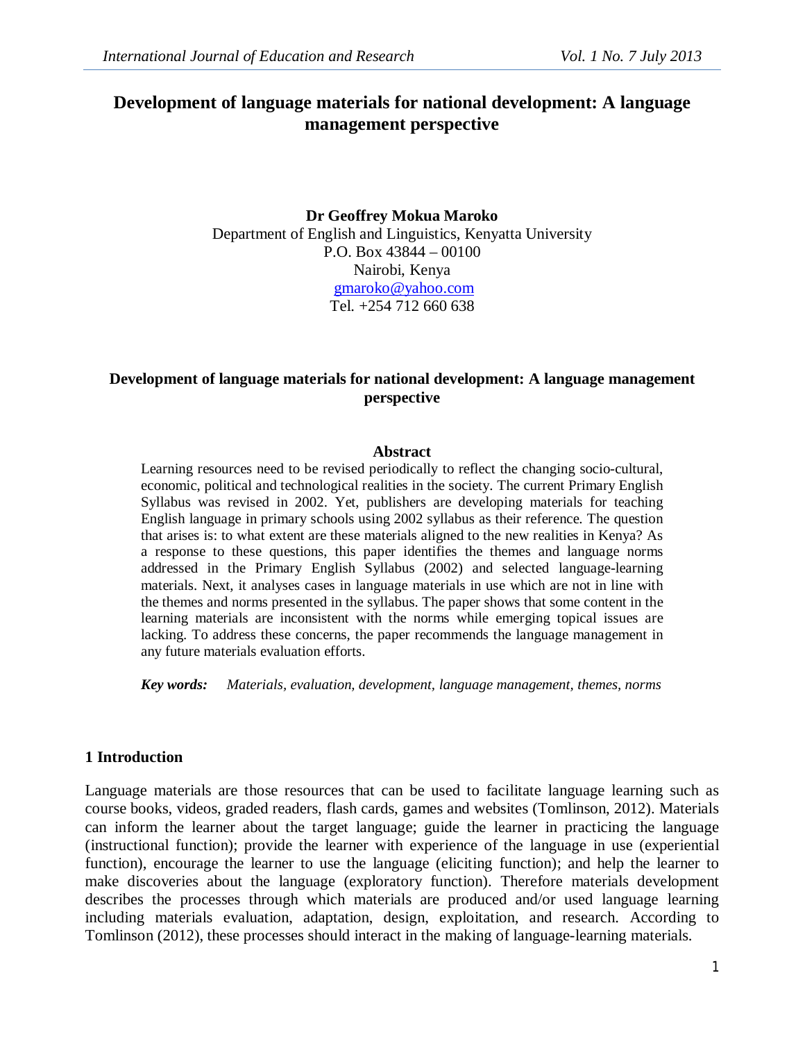# Development of language materials for national development: A language management perspective

**Dr Geoffrey Mokua Maroko**
Department of English and Linguistics, Kenyatta University
P.O. Box 43844 – 00100
Nairobi, Kenya
gmaroko@yahoo.com
Tel. +254 712 660 638

## Development of language materials for national development: A language management perspective

### Abstract

Learning resources need to be revised periodically to reflect the changing socio-cultural, economic, political and technological realities in the society. The current Primary English Syllabus was revised in 2002. Yet, publishers are developing materials for teaching English language in primary schools using 2002 syllabus as their reference. The question that arises is: to what extent are these materials aligned to the new realities in Kenya? As a response to these questions, this paper identifies the themes and language norms addressed in the Primary English Syllabus (2002) and selected language-learning materials. Next, it analyses cases in language materials in use which are not in line with the themes and norms presented in the syllabus. The paper shows that some content in the learning materials are inconsistent with the norms while emerging topical issues are lacking. To address these concerns, the paper recommends the language management in any future materials evaluation efforts.

***Key words:*** *Materials, evaluation, development, language management, themes, norms*

## 1 Introduction

Language materials are those resources that can be used to facilitate language learning such as course books, videos, graded readers, flash cards, games and websites (Tomlinson, 2012). Materials can inform the learner about the target language; guide the learner in practicing the language (instructional function); provide the learner with experience of the language in use (experiential function), encourage the learner to use the language (eliciting function); and help the learner to make discoveries about the language (exploratory function). Therefore materials development describes the processes through which materials are produced and/or used language learning including materials evaluation, adaptation, design, exploitation, and research. According to Tomlinson (2012), these processes should interact in the making of language-learning materials.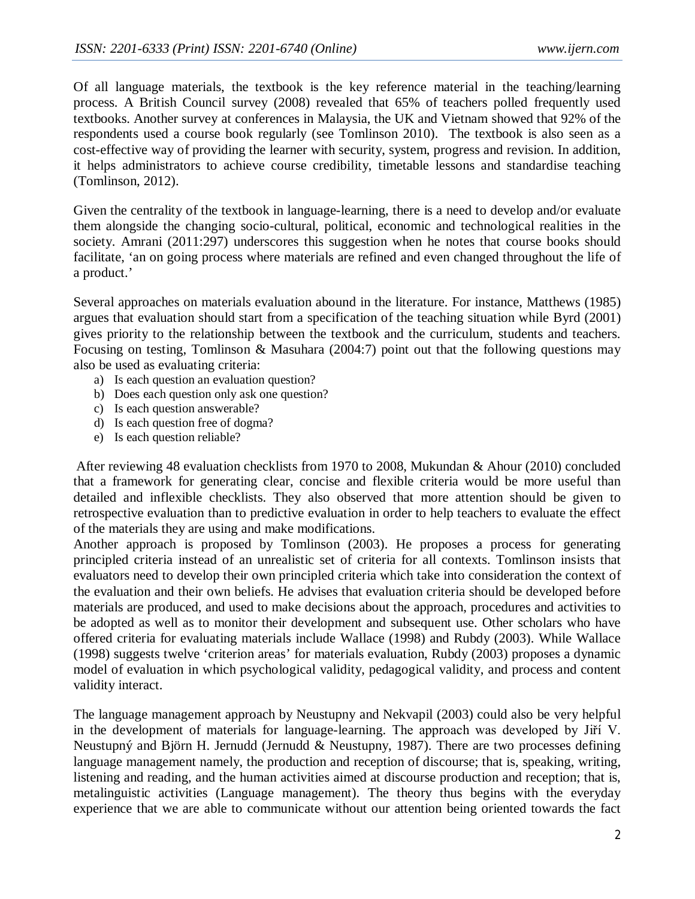Of all language materials, the textbook is the key reference material in the teaching/learning process. A British Council survey (2008) revealed that 65% of teachers polled frequently used textbooks. Another survey at conferences in Malaysia, the UK and Vietnam showed that 92% of the respondents used a course book regularly (see Tomlinson 2010). The textbook is also seen as a cost-effective way of providing the learner with security, system, progress and revision. In addition, it helps administrators to achieve course credibility, timetable lessons and standardise teaching (Tomlinson, 2012).

Given the centrality of the textbook in language-learning, there is a need to develop and/or evaluate them alongside the changing socio-cultural, political, economic and technological realities in the society. Amrani (2011:297) underscores this suggestion when he notes that course books should facilitate, 'an on going process where materials are refined and even changed throughout the life of a product.'

Several approaches on materials evaluation abound in the literature. For instance, Matthews (1985) argues that evaluation should start from a specification of the teaching situation while Byrd (2001) gives priority to the relationship between the textbook and the curriculum, students and teachers. Focusing on testing, Tomlinson & Masuhara (2004:7) point out that the following questions may also be used as evaluating criteria:

a) Is each question an evaluation question?
b) Does each question only ask one question?
c) Is each question answerable?
d) Is each question free of dogma?
e) Is each question reliable?

After reviewing 48 evaluation checklists from 1970 to 2008, Mukundan & Ahour (2010) concluded that a framework for generating clear, concise and flexible criteria would be more useful than detailed and inflexible checklists. They also observed that more attention should be given to retrospective evaluation than to predictive evaluation in order to help teachers to evaluate the effect of the materials they are using and make modifications.

Another approach is proposed by Tomlinson (2003). He proposes a process for generating principled criteria instead of an unrealistic set of criteria for all contexts. Tomlinson insists that evaluators need to develop their own principled criteria which take into consideration the context of the evaluation and their own beliefs. He advises that evaluation criteria should be developed before materials are produced, and used to make decisions about the approach, procedures and activities to be adopted as well as to monitor their development and subsequent use. Other scholars who have offered criteria for evaluating materials include Wallace (1998) and Rubdy (2003). While Wallace (1998) suggests twelve 'criterion areas' for materials evaluation, Rubdy (2003) proposes a dynamic model of evaluation in which psychological validity, pedagogical validity, and process and content validity interact.

The language management approach by Neustupny and Nekvapil (2003) could also be very helpful in the development of materials for language-learning. The approach was developed by Jiří V. Neustupný and Björn H. Jernudd (Jernudd & Neustupny, 1987). There are two processes defining language management namely, the production and reception of discourse; that is, speaking, writing, listening and reading, and the human activities aimed at discourse production and reception; that is, metalinguistic activities (Language management). The theory thus begins with the everyday experience that we are able to communicate without our attention being oriented towards the fact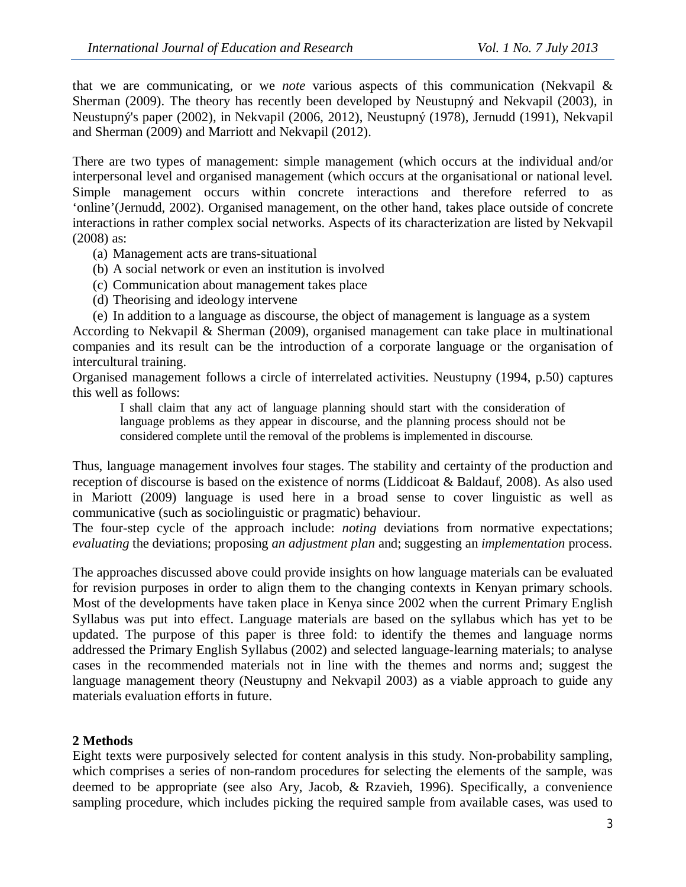that we are communicating, or we *note* various aspects of this communication (Nekvapil & Sherman (2009). The theory has recently been developed by Neustupný and Nekvapil (2003), in Neustupný's paper (2002), in Nekvapil (2006, 2012), Neustupný (1978), Jernudd (1991), Nekvapil and Sherman (2009) and Marriott and Nekvapil (2012).

There are two types of management: simple management (which occurs at the individual and/or interpersonal level and organised management (which occurs at the organisational or national level. Simple management occurs within concrete interactions and therefore referred to as 'online'(Jernudd, 2002). Organised management, on the other hand, takes place outside of concrete interactions in rather complex social networks. Aspects of its characterization are listed by Nekvapil (2008) as:

(a) Management acts are trans-situational
(b) A social network or even an institution is involved
(c) Communication about management takes place
(d) Theorising and ideology intervene
(e) In addition to a language as discourse, the object of management is language as a system

According to Nekvapil & Sherman (2009), organised management can take place in multinational companies and its result can be the introduction of a corporate language or the organisation of intercultural training.

Organised management follows a circle of interrelated activities. Neustupny (1994, p.50) captures this well as follows:

> I shall claim that any act of language planning should start with the consideration of language problems as they appear in discourse, and the planning process should not be considered complete until the removal of the problems is implemented in discourse.

Thus, language management involves four stages. The stability and certainty of the production and reception of discourse is based on the existence of norms (Liddicoat & Baldauf, 2008). As also used in Mariott (2009) language is used here in a broad sense to cover linguistic as well as communicative (such as sociolinguistic or pragmatic) behaviour.

The four-step cycle of the approach include: *noting* deviations from normative expectations; *evaluating* the deviations; proposing *an adjustment plan* and; suggesting an *implementation* process.

The approaches discussed above could provide insights on how language materials can be evaluated for revision purposes in order to align them to the changing contexts in Kenyan primary schools. Most of the developments have taken place in Kenya since 2002 when the current Primary English Syllabus was put into effect. Language materials are based on the syllabus which has yet to be updated. The purpose of this paper is three fold: to identify the themes and language norms addressed the Primary English Syllabus (2002) and selected language-learning materials; to analyse cases in the recommended materials not in line with the themes and norms and; suggest the language management theory (Neustupny and Nekvapil 2003) as a viable approach to guide any materials evaluation efforts in future.

## 2 Methods

Eight texts were purposively selected for content analysis in this study. Non-probability sampling, which comprises a series of non-random procedures for selecting the elements of the sample, was deemed to be appropriate (see also Ary, Jacob, & Rzavieh, 1996). Specifically, a convenience sampling procedure, which includes picking the required sample from available cases, was used to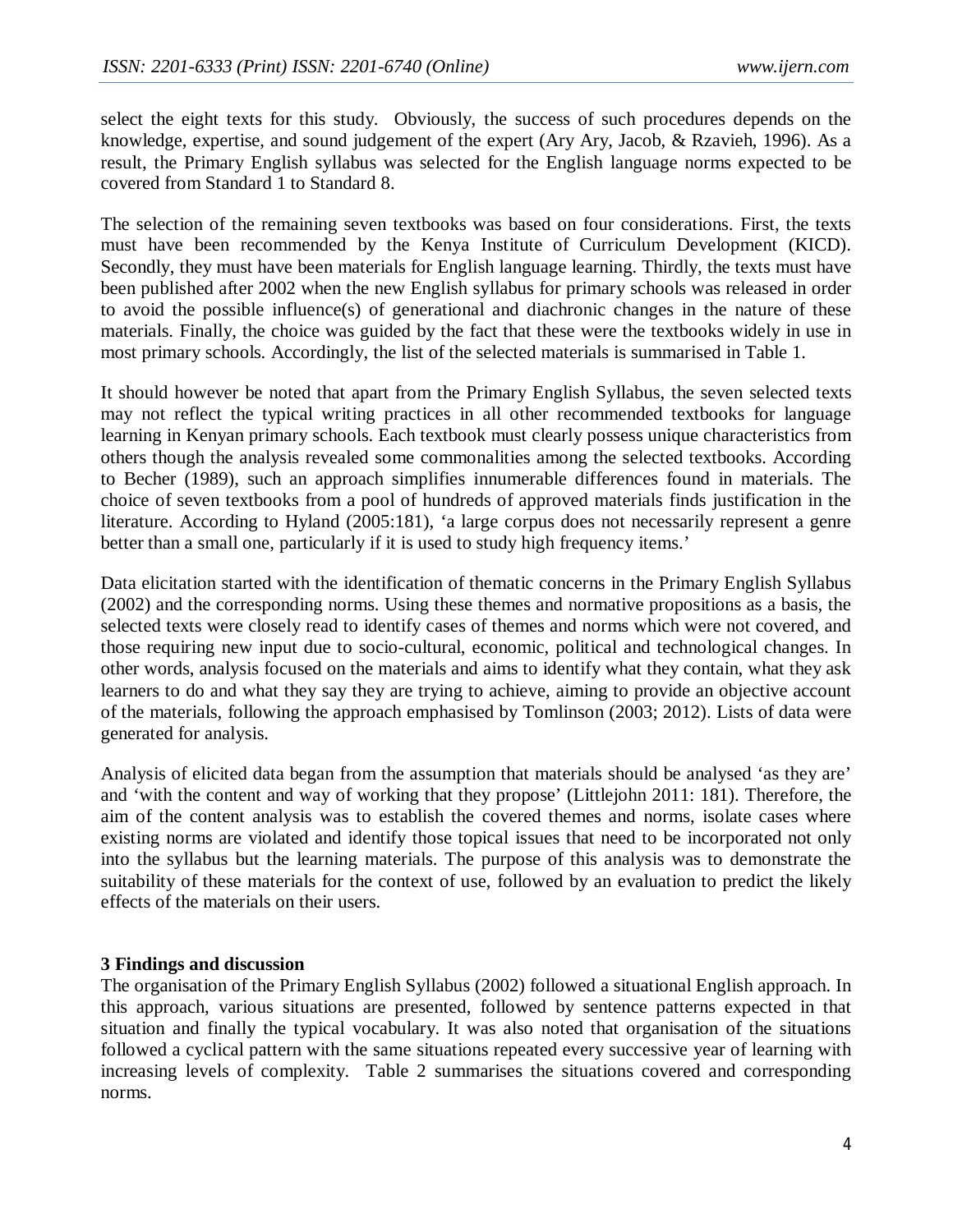select the eight texts for this study. Obviously, the success of such procedures depends on the knowledge, expertise, and sound judgement of the expert (Ary Ary, Jacob, & Rzavieh, 1996). As a result, the Primary English syllabus was selected for the English language norms expected to be covered from Standard 1 to Standard 8.

The selection of the remaining seven textbooks was based on four considerations. First, the texts must have been recommended by the Kenya Institute of Curriculum Development (KICD). Secondly, they must have been materials for English language learning. Thirdly, the texts must have been published after 2002 when the new English syllabus for primary schools was released in order to avoid the possible influence(s) of generational and diachronic changes in the nature of these materials. Finally, the choice was guided by the fact that these were the textbooks widely in use in most primary schools. Accordingly, the list of the selected materials is summarised in Table 1.

It should however be noted that apart from the Primary English Syllabus, the seven selected texts may not reflect the typical writing practices in all other recommended textbooks for language learning in Kenyan primary schools. Each textbook must clearly possess unique characteristics from others though the analysis revealed some commonalities among the selected textbooks. According to Becher (1989), such an approach simplifies innumerable differences found in materials. The choice of seven textbooks from a pool of hundreds of approved materials finds justification in the literature. According to Hyland (2005:181), 'a large corpus does not necessarily represent a genre better than a small one, particularly if it is used to study high frequency items.'

Data elicitation started with the identification of thematic concerns in the Primary English Syllabus (2002) and the corresponding norms. Using these themes and normative propositions as a basis, the selected texts were closely read to identify cases of themes and norms which were not covered, and those requiring new input due to socio-cultural, economic, political and technological changes. In other words, analysis focused on the materials and aims to identify what they contain, what they ask learners to do and what they say they are trying to achieve, aiming to provide an objective account of the materials, following the approach emphasised by Tomlinson (2003; 2012). Lists of data were generated for analysis.

Analysis of elicited data began from the assumption that materials should be analysed 'as they are' and 'with the content and way of working that they propose' (Littlejohn 2011: 181). Therefore, the aim of the content analysis was to establish the covered themes and norms, isolate cases where existing norms are violated and identify those topical issues that need to be incorporated not only into the syllabus but the learning materials. The purpose of this analysis was to demonstrate the suitability of these materials for the context of use, followed by an evaluation to predict the likely effects of the materials on their users.

## 3 Findings and discussion

The organisation of the Primary English Syllabus (2002) followed a situational English approach. In this approach, various situations are presented, followed by sentence patterns expected in that situation and finally the typical vocabulary. It was also noted that organisation of the situations followed a cyclical pattern with the same situations repeated every successive year of learning with increasing levels of complexity. Table 2 summarises the situations covered and corresponding norms.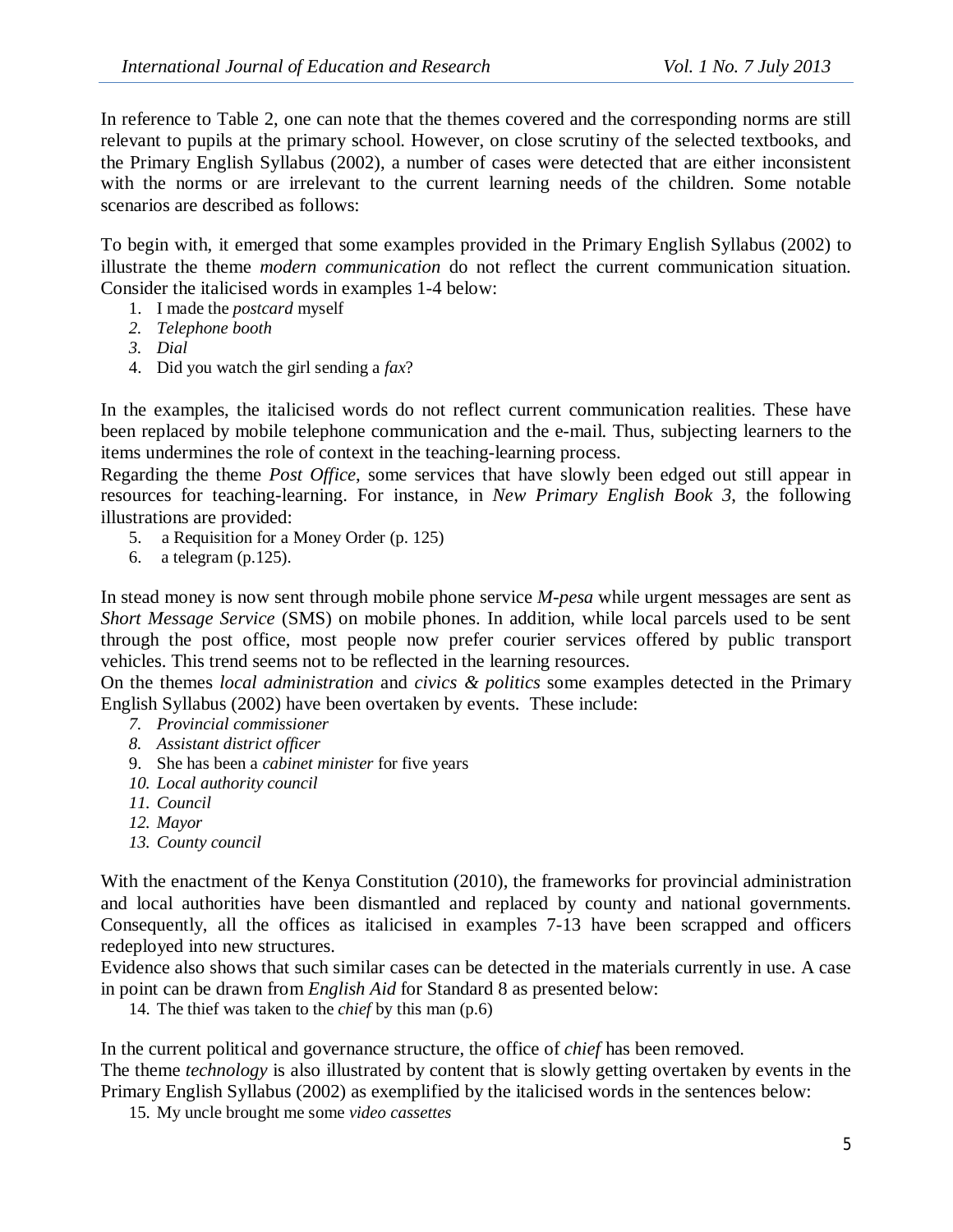In reference to Table 2, one can note that the themes covered and the corresponding norms are still relevant to pupils at the primary school. However, on close scrutiny of the selected textbooks, and the Primary English Syllabus (2002), a number of cases were detected that are either inconsistent with the norms or are irrelevant to the current learning needs of the children. Some notable scenarios are described as follows:

To begin with, it emerged that some examples provided in the Primary English Syllabus (2002) to illustrate the theme *modern communication* do not reflect the current communication situation. Consider the italicised words in examples 1-4 below:

1. I made the *postcard* myself
2. *Telephone booth*
3. *Dial*
4. Did you watch the girl sending a *fax*?

In the examples, the italicised words do not reflect current communication realities. These have been replaced by mobile telephone communication and the e-mail. Thus, subjecting learners to the items undermines the role of context in the teaching-learning process.

Regarding the theme *Post Office*, some services that have slowly been edged out still appear in resources for teaching-learning. For instance, in *New Primary English Book 3*, the following illustrations are provided:

5. a Requisition for a Money Order (p. 125)
6. a telegram (p.125).

In stead money is now sent through mobile phone service *M-pesa* while urgent messages are sent as *Short Message Service* (SMS) on mobile phones. In addition, while local parcels used to be sent through the post office, most people now prefer courier services offered by public transport vehicles. This trend seems not to be reflected in the learning resources.

On the themes *local administration* and *civics & politics* some examples detected in the Primary English Syllabus (2002) have been overtaken by events. These include:

7. *Provincial commissioner*
8. *Assistant district officer*
9. She has been a *cabinet minister* for five years
10. *Local authority council*
11. *Council*
12. *Mayor*
13. *County council*

With the enactment of the Kenya Constitution (2010), the frameworks for provincial administration and local authorities have been dismantled and replaced by county and national governments. Consequently, all the offices as italicised in examples 7-13 have been scrapped and officers redeployed into new structures.

Evidence also shows that such similar cases can be detected in the materials currently in use. A case in point can be drawn from *English Aid* for Standard 8 as presented below:

14. The thief was taken to the *chief* by this man (p.6)

In the current political and governance structure, the office of *chief* has been removed.

The theme *technology* is also illustrated by content that is slowly getting overtaken by events in the Primary English Syllabus (2002) as exemplified by the italicised words in the sentences below:

15. My uncle brought me some *video cassettes*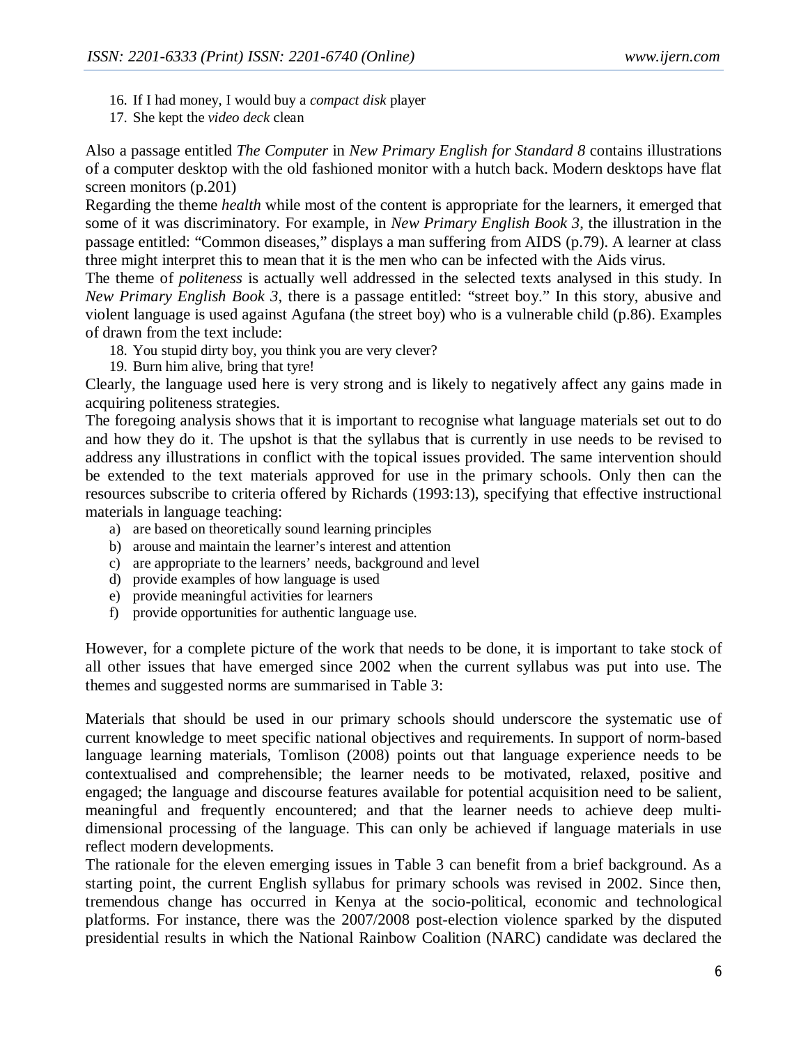16. If I had money, I would buy a *compact disk* player
17. She kept the *video deck* clean

Also a passage entitled *The Computer* in *New Primary English for Standard 8* contains illustrations of a computer desktop with the old fashioned monitor with a hutch back. Modern desktops have flat screen monitors (p.201)

Regarding the theme *health* while most of the content is appropriate for the learners, it emerged that some of it was discriminatory. For example, in *New Primary English Book 3*, the illustration in the passage entitled: "Common diseases," displays a man suffering from AIDS (p.79). A learner at class three might interpret this to mean that it is the men who can be infected with the Aids virus.

The theme of *politeness* is actually well addressed in the selected texts analysed in this study. In *New Primary English Book 3*, there is a passage entitled: "street boy." In this story, abusive and violent language is used against Agufana (the street boy) who is a vulnerable child (p.86). Examples of drawn from the text include:

18. You stupid dirty boy, you think you are very clever?
19. Burn him alive, bring that tyre!

Clearly, the language used here is very strong and is likely to negatively affect any gains made in acquiring politeness strategies.

The foregoing analysis shows that it is important to recognise what language materials set out to do and how they do it. The upshot is that the syllabus that is currently in use needs to be revised to address any illustrations in conflict with the topical issues provided. The same intervention should be extended to the text materials approved for use in the primary schools. Only then can the resources subscribe to criteria offered by Richards (1993:13), specifying that effective instructional materials in language teaching:

a) are based on theoretically sound learning principles
b) arouse and maintain the learner's interest and attention
c) are appropriate to the learners' needs, background and level
d) provide examples of how language is used
e) provide meaningful activities for learners
f) provide opportunities for authentic language use.

However, for a complete picture of the work that needs to be done, it is important to take stock of all other issues that have emerged since 2002 when the current syllabus was put into use. The themes and suggested norms are summarised in Table 3:

Materials that should be used in our primary schools should underscore the systematic use of current knowledge to meet specific national objectives and requirements. In support of norm-based language learning materials, Tomlison (2008) points out that language experience needs to be contextualised and comprehensible; the learner needs to be motivated, relaxed, positive and engaged; the language and discourse features available for potential acquisition need to be salient, meaningful and frequently encountered; and that the learner needs to achieve deep multi-dimensional processing of the language. This can only be achieved if language materials in use reflect modern developments.

The rationale for the eleven emerging issues in Table 3 can benefit from a brief background. As a starting point, the current English syllabus for primary schools was revised in 2002. Since then, tremendous change has occurred in Kenya at the socio-political, economic and technological platforms. For instance, there was the 2007/2008 post-election violence sparked by the disputed presidential results in which the National Rainbow Coalition (NARC) candidate was declared the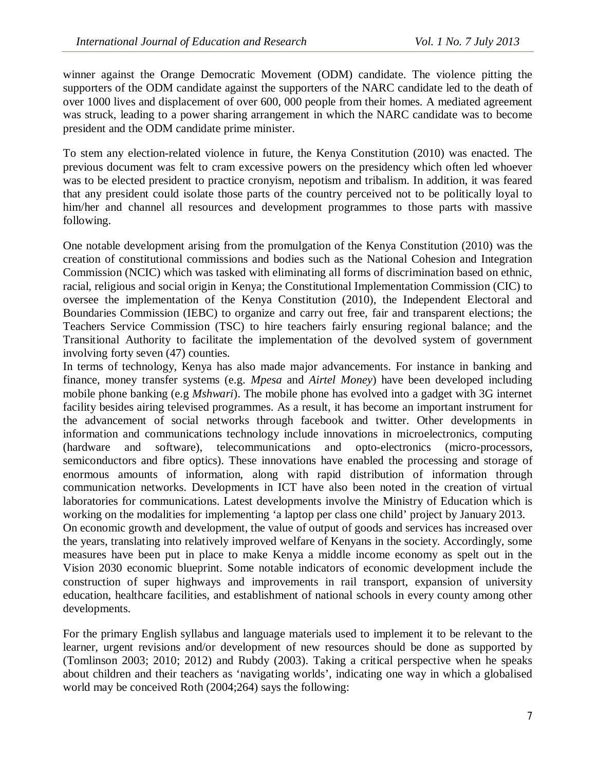winner against the Orange Democratic Movement (ODM) candidate. The violence pitting the supporters of the ODM candidate against the supporters of the NARC candidate led to the death of over 1000 lives and displacement of over 600, 000 people from their homes. A mediated agreement was struck, leading to a power sharing arrangement in which the NARC candidate was to become president and the ODM candidate prime minister.

To stem any election-related violence in future, the Kenya Constitution (2010) was enacted. The previous document was felt to cram excessive powers on the presidency which often led whoever was to be elected president to practice cronyism, nepotism and tribalism. In addition, it was feared that any president could isolate those parts of the country perceived not to be politically loyal to him/her and channel all resources and development programmes to those parts with massive following.

One notable development arising from the promulgation of the Kenya Constitution (2010) was the creation of constitutional commissions and bodies such as the National Cohesion and Integration Commission (NCIC) which was tasked with eliminating all forms of discrimination based on ethnic, racial, religious and social origin in Kenya; the Constitutional Implementation Commission (CIC) to oversee the implementation of the Kenya Constitution (2010), the Independent Electoral and Boundaries Commission (IEBC) to organize and carry out free, fair and transparent elections; the Teachers Service Commission (TSC) to hire teachers fairly ensuring regional balance; and the Transitional Authority to facilitate the implementation of the devolved system of government involving forty seven (47) counties.

In terms of technology, Kenya has also made major advancements. For instance in banking and finance, money transfer systems (e.g. *Mpesa* and *Airtel Money*) have been developed including mobile phone banking (e.g *Mshwari*). The mobile phone has evolved into a gadget with 3G internet facility besides airing televised programmes. As a result, it has become an important instrument for the advancement of social networks through facebook and twitter. Other developments in information and communications technology include innovations in microelectronics, computing (hardware and software), telecommunications and opto-electronics (micro-processors, semiconductors and fibre optics). These innovations have enabled the processing and storage of enormous amounts of information, along with rapid distribution of information through communication networks. Developments in ICT have also been noted in the creation of virtual laboratories for communications. Latest developments involve the Ministry of Education which is working on the modalities for implementing 'a laptop per class one child' project by January 2013.

On economic growth and development, the value of output of goods and services has increased over the years, translating into relatively improved welfare of Kenyans in the society. Accordingly, some measures have been put in place to make Kenya a middle income economy as spelt out in the Vision 2030 economic blueprint. Some notable indicators of economic development include the construction of super highways and improvements in rail transport, expansion of university education, healthcare facilities, and establishment of national schools in every county among other developments.

For the primary English syllabus and language materials used to implement it to be relevant to the learner, urgent revisions and/or development of new resources should be done as supported by (Tomlinson 2003; 2010; 2012) and Rubdy (2003). Taking a critical perspective when he speaks about children and their teachers as 'navigating worlds', indicating one way in which a globalised world may be conceived Roth (2004;264) says the following: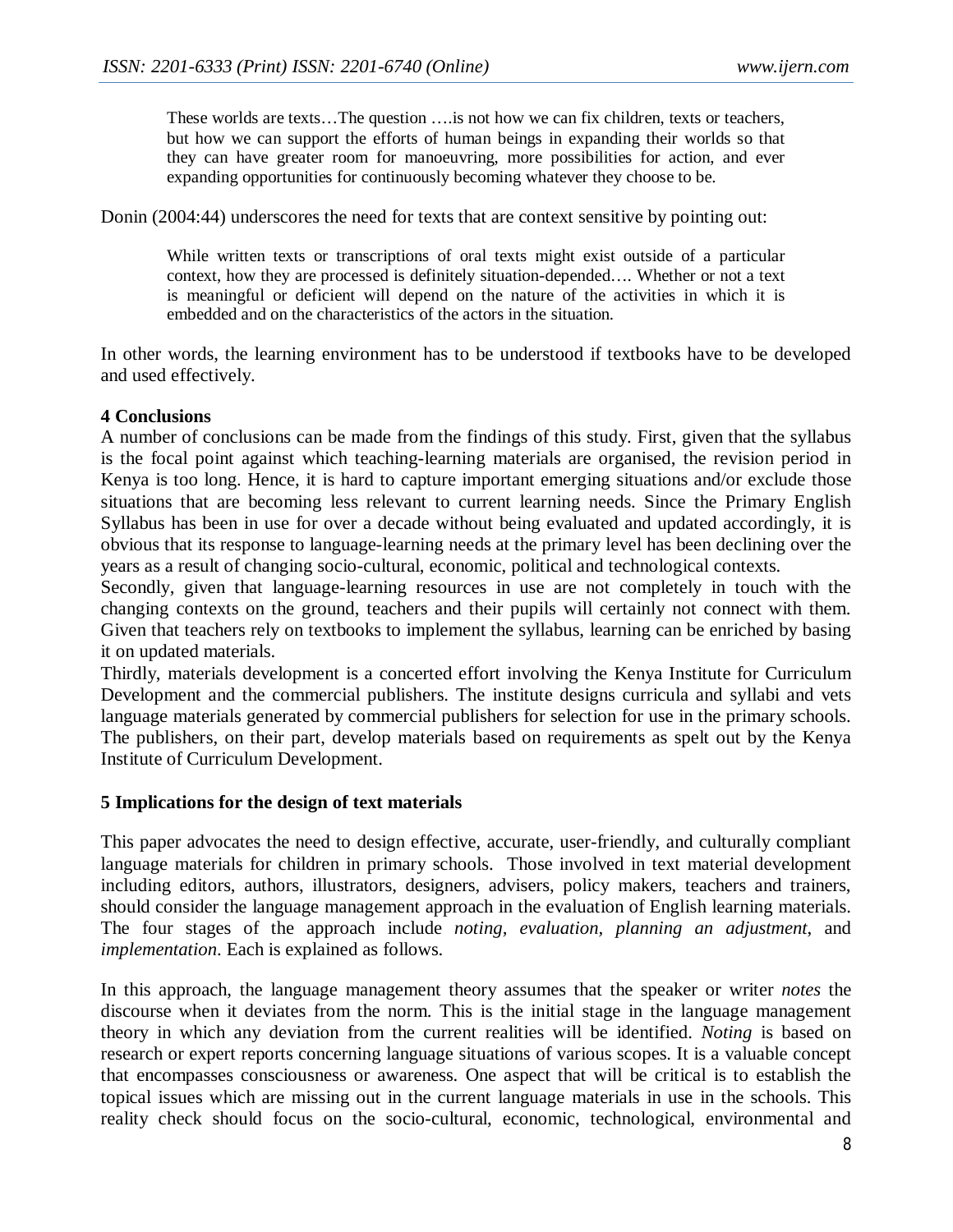> These worlds are texts…The question ….is not how we can fix children, texts or teachers, but how we can support the efforts of human beings in expanding their worlds so that they can have greater room for manoeuvring, more possibilities for action, and ever expanding opportunities for continuously becoming whatever they choose to be.

Donin (2004:44) underscores the need for texts that are context sensitive by pointing out:

> While written texts or transcriptions of oral texts might exist outside of a particular context, how they are processed is definitely situation-depended…. Whether or not a text is meaningful or deficient will depend on the nature of the activities in which it is embedded and on the characteristics of the actors in the situation.

In other words, the learning environment has to be understood if textbooks have to be developed and used effectively.

## 4 Conclusions

A number of conclusions can be made from the findings of this study. First, given that the syllabus is the focal point against which teaching-learning materials are organised, the revision period in Kenya is too long. Hence, it is hard to capture important emerging situations and/or exclude those situations that are becoming less relevant to current learning needs. Since the Primary English Syllabus has been in use for over a decade without being evaluated and updated accordingly, it is obvious that its response to language-learning needs at the primary level has been declining over the years as a result of changing socio-cultural, economic, political and technological contexts.

Secondly, given that language-learning resources in use are not completely in touch with the changing contexts on the ground, teachers and their pupils will certainly not connect with them. Given that teachers rely on textbooks to implement the syllabus, learning can be enriched by basing it on updated materials.

Thirdly, materials development is a concerted effort involving the Kenya Institute for Curriculum Development and the commercial publishers. The institute designs curricula and syllabi and vets language materials generated by commercial publishers for selection for use in the primary schools. The publishers, on their part, develop materials based on requirements as spelt out by the Kenya Institute of Curriculum Development.

## 5 Implications for the design of text materials

This paper advocates the need to design effective, accurate, user-friendly, and culturally compliant language materials for children in primary schools. Those involved in text material development including editors, authors, illustrators, designers, advisers, policy makers, teachers and trainers, should consider the language management approach in the evaluation of English learning materials. The four stages of the approach include *noting, evaluation, planning an adjustment*, and *implementation*. Each is explained as follows.

In this approach, the language management theory assumes that the speaker or writer *notes* the discourse when it deviates from the norm. This is the initial stage in the language management theory in which any deviation from the current realities will be identified. *Noting* is based on research or expert reports concerning language situations of various scopes. It is a valuable concept that encompasses consciousness or awareness. One aspect that will be critical is to establish the topical issues which are missing out in the current language materials in use in the schools. This reality check should focus on the socio-cultural, economic, technological, environmental and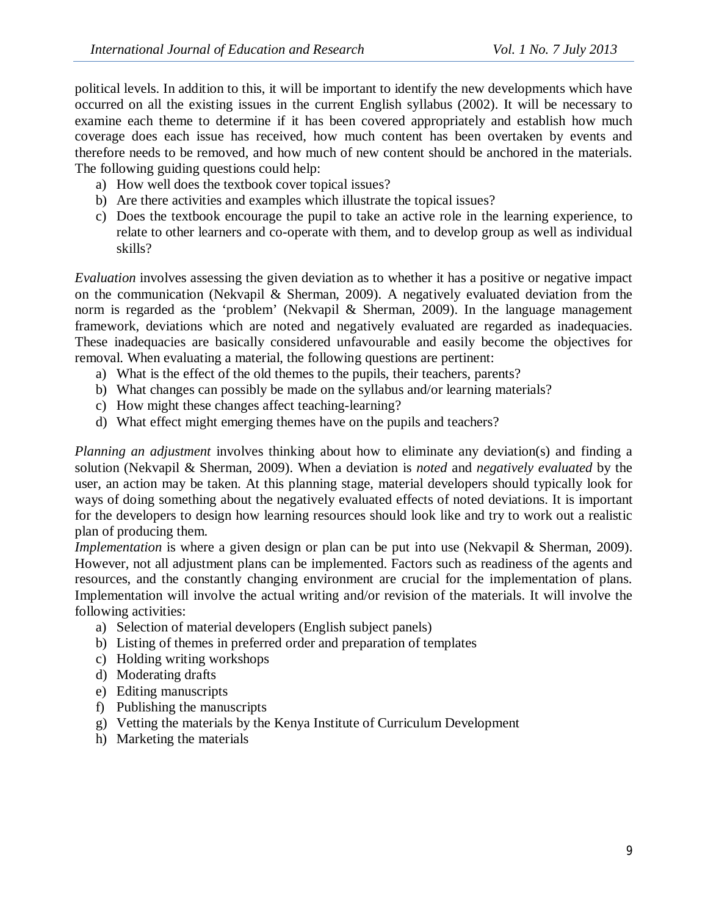political levels. In addition to this, it will be important to identify the new developments which have occurred on all the existing issues in the current English syllabus (2002). It will be necessary to examine each theme to determine if it has been covered appropriately and establish how much coverage does each issue has received, how much content has been overtaken by events and therefore needs to be removed, and how much of new content should be anchored in the materials. The following guiding questions could help:

a) How well does the textbook cover topical issues?
b) Are there activities and examples which illustrate the topical issues?
c) Does the textbook encourage the pupil to take an active role in the learning experience, to relate to other learners and co-operate with them, and to develop group as well as individual skills?

*Evaluation* involves assessing the given deviation as to whether it has a positive or negative impact on the communication (Nekvapil & Sherman, 2009). A negatively evaluated deviation from the norm is regarded as the 'problem' (Nekvapil & Sherman, 2009). In the language management framework, deviations which are noted and negatively evaluated are regarded as inadequacies. These inadequacies are basically considered unfavourable and easily become the objectives for removal. When evaluating a material, the following questions are pertinent:

a) What is the effect of the old themes to the pupils, their teachers, parents?
b) What changes can possibly be made on the syllabus and/or learning materials?
c) How might these changes affect teaching-learning?
d) What effect might emerging themes have on the pupils and teachers?

*Planning an adjustment* involves thinking about how to eliminate any deviation(s) and finding a solution (Nekvapil & Sherman, 2009). When a deviation is *noted* and *negatively evaluated* by the user, an action may be taken. At this planning stage, material developers should typically look for ways of doing something about the negatively evaluated effects of noted deviations. It is important for the developers to design how learning resources should look like and try to work out a realistic plan of producing them.

*Implementation* is where a given design or plan can be put into use (Nekvapil & Sherman, 2009). However, not all adjustment plans can be implemented. Factors such as readiness of the agents and resources, and the constantly changing environment are crucial for the implementation of plans. Implementation will involve the actual writing and/or revision of the materials. It will involve the following activities:

a) Selection of material developers (English subject panels)
b) Listing of themes in preferred order and preparation of templates
c) Holding writing workshops
d) Moderating drafts
e) Editing manuscripts
f) Publishing the manuscripts
g) Vetting the materials by the Kenya Institute of Curriculum Development
h) Marketing the materials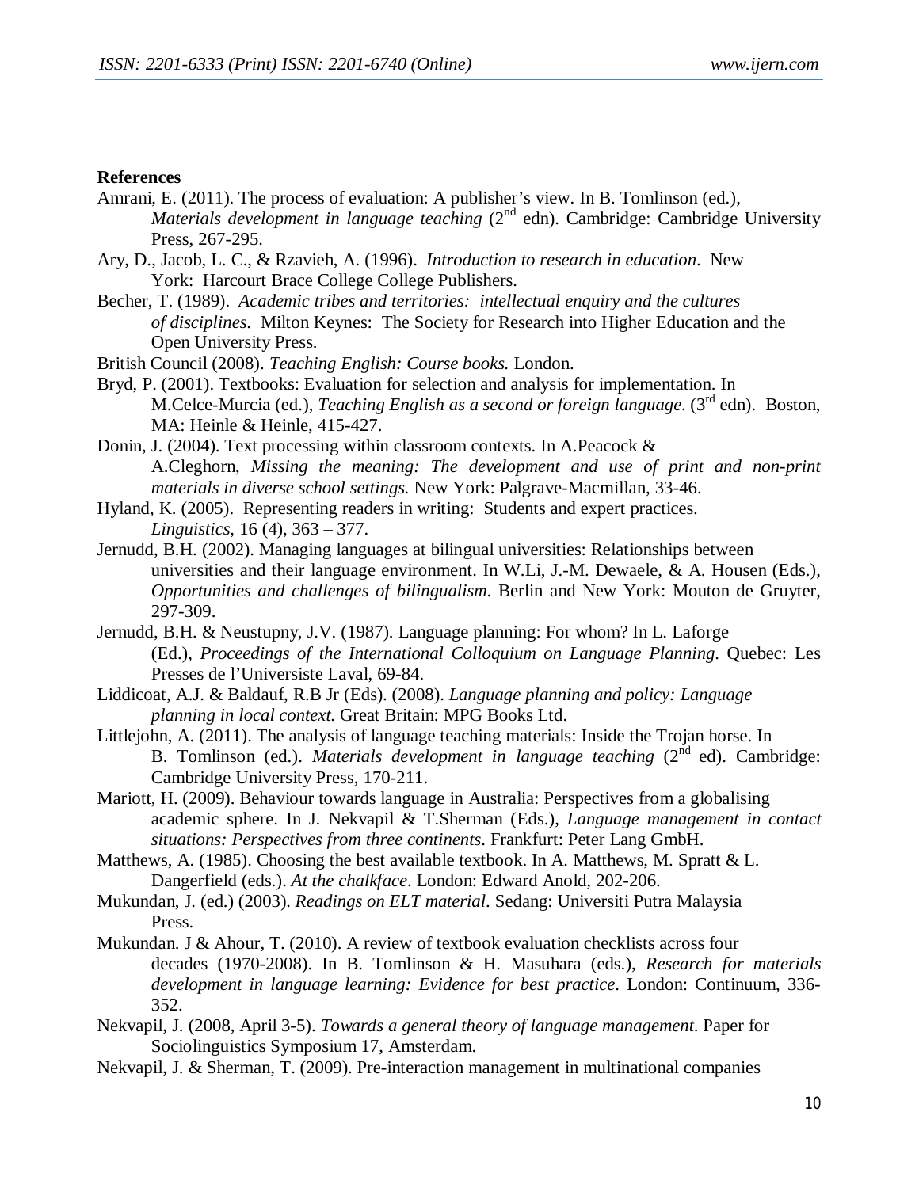**References**

Amrani, E. (2011). The process of evaluation: A publisher's view. In B. Tomlinson (ed.), *Materials development in language teaching* (2nd edn). Cambridge: Cambridge University Press, 267-295.

Ary, D., Jacob, L. C., & Rzavieh, A. (1996). *Introduction to research in education*. New York: Harcourt Brace College College Publishers.

Becher, T. (1989). *Academic tribes and territories: intellectual enquiry and the cultures of disciplines.* Milton Keynes: The Society for Research into Higher Education and the Open University Press.

British Council (2008). *Teaching English: Course books.* London.

Bryd, P. (2001). Textbooks: Evaluation for selection and analysis for implementation. In M.Celce-Murcia (ed.), *Teaching English as a second or foreign language*. (3rd edn). Boston, MA: Heinle & Heinle, 415-427.

Donin, J. (2004). Text processing within classroom contexts. In A.Peacock & A.Cleghorn, *Missing the meaning: The development and use of print and non-print materials in diverse school settings.* New York: Palgrave-Macmillan, 33-46.

Hyland, K. (2005). Representing readers in writing: Students and expert practices. *Linguistics*, 16 (4), 363 – 377.

Jernudd, B.H. (2002). Managing languages at bilingual universities: Relationships between universities and their language environment. In W.Li, J.-M. Dewaele, & A. Housen (Eds.), *Opportunities and challenges of bilingualism*. Berlin and New York: Mouton de Gruyter, 297-309.

Jernudd, B.H. & Neustupny, J.V. (1987). Language planning: For whom? In L. Laforge (Ed.), *Proceedings of the International Colloquium on Language Planning*. Quebec: Les Presses de l'Universiste Laval, 69-84.

Liddicoat, A.J. & Baldauf, R.B Jr (Eds). (2008). *Language planning and policy: Language planning in local context.* Great Britain: MPG Books Ltd.

Littlejohn, A. (2011). The analysis of language teaching materials: Inside the Trojan horse. In B. Tomlinson (ed.). *Materials development in language teaching* (2nd ed). Cambridge: Cambridge University Press, 170-211.

Mariott, H. (2009). Behaviour towards language in Australia: Perspectives from a globalising academic sphere. In J. Nekvapil & T.Sherman (Eds.), *Language management in contact situations: Perspectives from three continents*. Frankfurt: Peter Lang GmbH.

Matthews, A. (1985). Choosing the best available textbook. In A. Matthews, M. Spratt & L. Dangerfield (eds.). *At the chalkface*. London: Edward Anold, 202-206.

Mukundan, J. (ed.) (2003). *Readings on ELT material*. Sedang: Universiti Putra Malaysia Press.

Mukundan. J & Ahour, T. (2010). A review of textbook evaluation checklists across four decades (1970-2008). In B. Tomlinson & H. Masuhara (eds.), *Research for materials development in language learning: Evidence for best practice*. London: Continuum, 336-352.

Nekvapil, J. (2008, April 3-5). *Towards a general theory of language management*. Paper for Sociolinguistics Symposium 17, Amsterdam.

Nekvapil, J. & Sherman, T. (2009). Pre-interaction management in multinational companies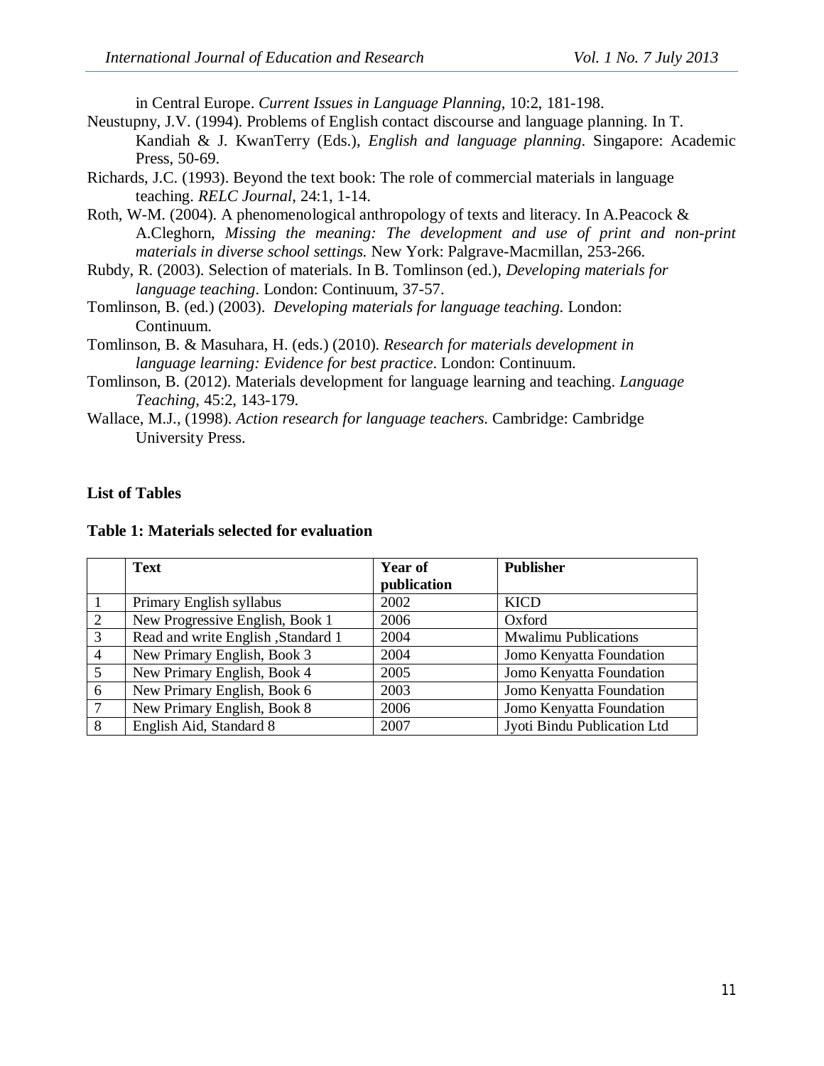in Central Europe. *Current Issues in Language Planning*, 10:2, 181-198.

Neustupny, J.V. (1994). Problems of English contact discourse and language planning. In T. Kandiah & J. KwanTerry (Eds.), *English and language planning*. Singapore: Academic Press, 50-69.

Richards, J.C. (1993). Beyond the text book: The role of commercial materials in language teaching. *RELC Journal*, 24:1, 1-14.

Roth, W-M. (2004). A phenomenological anthropology of texts and literacy. In A.Peacock & A.Cleghorn, *Missing the meaning: The development and use of print and non-print materials in diverse school settings.* New York: Palgrave-Macmillan, 253-266.

Rubdy, R. (2003). Selection of materials. In B. Tomlinson (ed.), *Developing materials for language teaching*. London: Continuum, 37-57.

Tomlinson, B. (ed.) (2003). *Developing materials for language teaching.* London: Continuum.

Tomlinson, B. & Masuhara, H. (eds.) (2010). *Research for materials development in language learning: Evidence for best practice*. London: Continuum.

Tomlinson, B. (2012). Materials development for language learning and teaching. *Language Teaching*, 45:2, 143-179.

Wallace, M.J., (1998). *Action research for language teachers.* Cambridge: Cambridge University Press.

## List of Tables

**Table 1: Materials selected for evaluation**

| | Text | Year of publication | Publisher |
|---|---|---|---|
| 1 | Primary English syllabus | 2002 | KICD |
| 2 | New Progressive English, Book 1 | 2006 | Oxford |
| 3 | Read and write English ,Standard 1 | 2004 | Mwalimu Publications |
| 4 | New Primary English, Book 3 | 2004 | Jomo Kenyatta Foundation |
| 5 | New Primary English, Book 4 | 2005 | Jomo Kenyatta Foundation |
| 6 | New Primary English, Book 6 | 2003 | Jomo Kenyatta Foundation |
| 7 | New Primary English, Book 8 | 2006 | Jomo Kenyatta Foundation |
| 8 | English Aid, Standard 8 | 2007 | Jyoti Bindu Publication Ltd |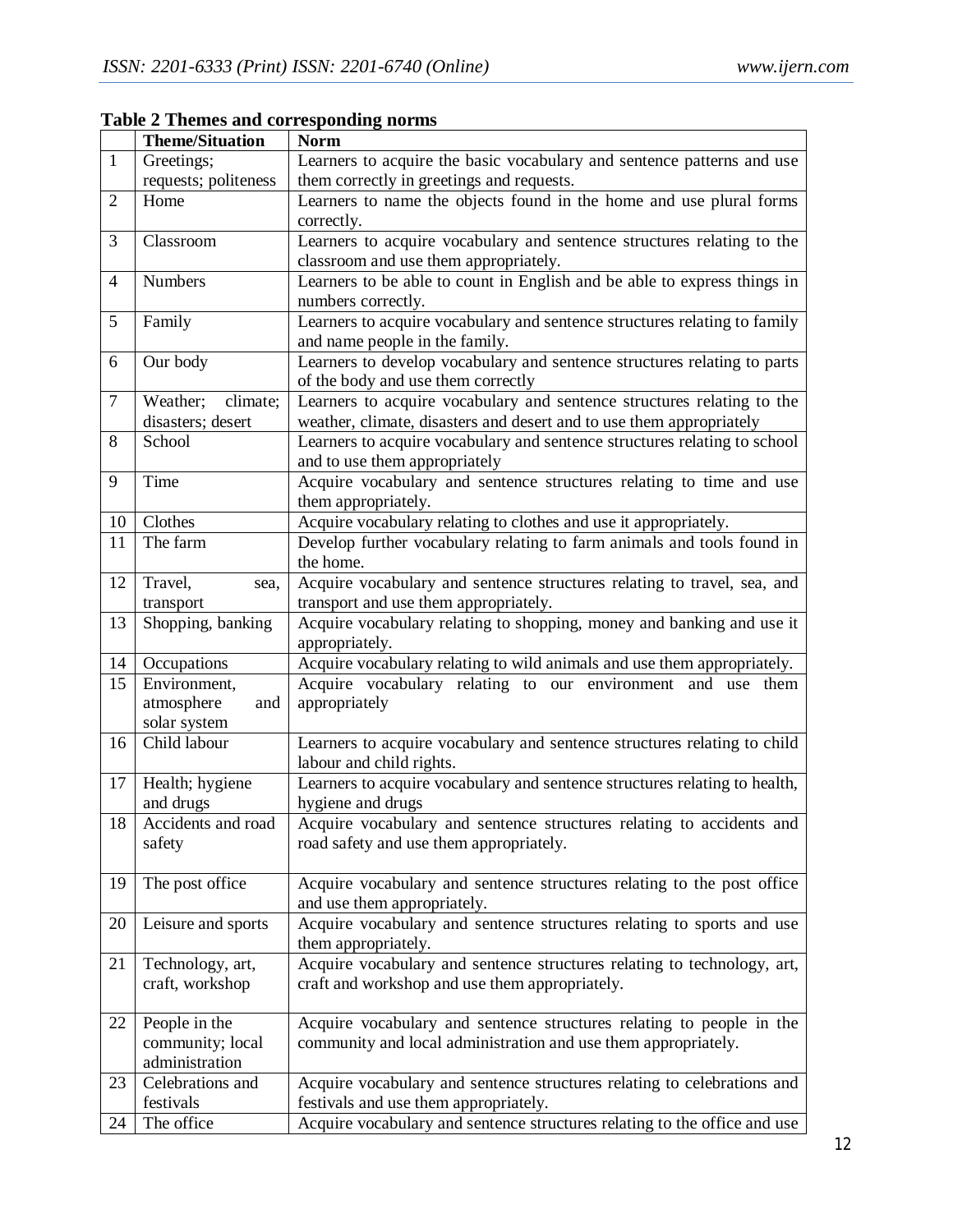**Table 2 Themes and corresponding norms**

| | Theme/Situation | Norm |
|---|---|---|
| 1 | Greetings; requests; politeness | Learners to acquire the basic vocabulary and sentence patterns and use them correctly in greetings and requests. |
| 2 | Home | Learners to name the objects found in the home and use plural forms correctly. |
| 3 | Classroom | Learners to acquire vocabulary and sentence structures relating to the classroom and use them appropriately. |
| 4 | Numbers | Learners to be able to count in English and be able to express things in numbers correctly. |
| 5 | Family | Learners to acquire vocabulary and sentence structures relating to family and name people in the family. |
| 6 | Our body | Learners to develop vocabulary and sentence structures relating to parts of the body and use them correctly |
| 7 | Weather; climate; disasters; desert | Learners to acquire vocabulary and sentence structures relating to the weather, climate, disasters and desert and to use them appropriately |
| 8 | School | Learners to acquire vocabulary and sentence structures relating to school and to use them appropriately |
| 9 | Time | Acquire vocabulary and sentence structures relating to time and use them appropriately. |
| 10 | Clothes | Acquire vocabulary relating to clothes and use it appropriately. |
| 11 | The farm | Develop further vocabulary relating to farm animals and tools found in the home. |
| 12 | Travel, sea, transport | Acquire vocabulary and sentence structures relating to travel, sea, and transport and use them appropriately. |
| 13 | Shopping, banking | Acquire vocabulary relating to shopping, money and banking and use it appropriately. |
| 14 | Occupations | Acquire vocabulary relating to wild animals and use them appropriately. |
| 15 | Environment, atmosphere and solar system | Acquire vocabulary relating to our environment and use them appropriately |
| 16 | Child labour | Learners to acquire vocabulary and sentence structures relating to child labour and child rights. |
| 17 | Health; hygiene and drugs | Learners to acquire vocabulary and sentence structures relating to health, hygiene and drugs |
| 18 | Accidents and road safety | Acquire vocabulary and sentence structures relating to accidents and road safety and use them appropriately. |
| 19 | The post office | Acquire vocabulary and sentence structures relating to the post office and use them appropriately. |
| 20 | Leisure and sports | Acquire vocabulary and sentence structures relating to sports and use them appropriately. |
| 21 | Technology, art, craft, workshop | Acquire vocabulary and sentence structures relating to technology, art, craft and workshop and use them appropriately. |
| 22 | People in the community; local administration | Acquire vocabulary and sentence structures relating to people in the community and local administration and use them appropriately. |
| 23 | Celebrations and festivals | Acquire vocabulary and sentence structures relating to celebrations and festivals and use them appropriately. |
| 24 | The office | Acquire vocabulary and sentence structures relating to the office and use |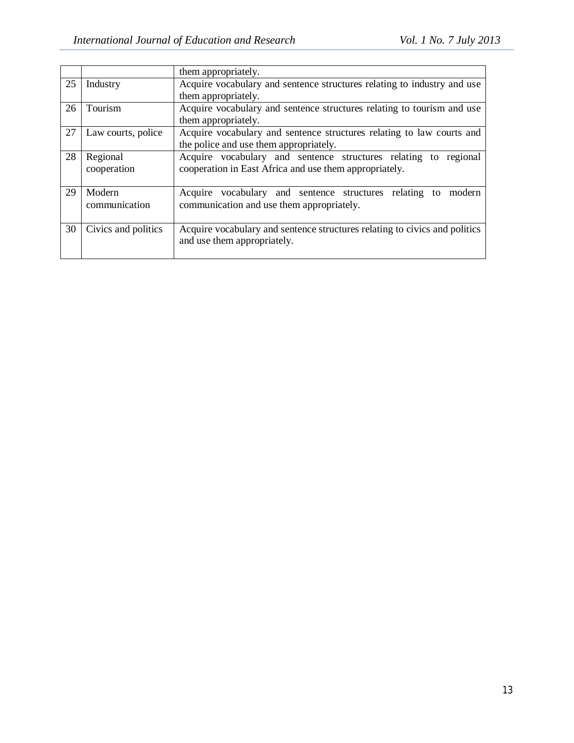| | | |
|---|---|---|
| | | them appropriately. |
| 25 | Industry | Acquire vocabulary and sentence structures relating to industry and use them appropriately. |
| 26 | Tourism | Acquire vocabulary and sentence structures relating to tourism and use them appropriately. |
| 27 | Law courts, police | Acquire vocabulary and sentence structures relating to law courts and the police and use them appropriately. |
| 28 | Regional cooperation | Acquire vocabulary and sentence structures relating to regional cooperation in East Africa and use them appropriately. |
| 29 | Modern communication | Acquire vocabulary and sentence structures relating to modern communication and use them appropriately. |
| 30 | Civics and politics | Acquire vocabulary and sentence structures relating to civics and politics and use them appropriately. |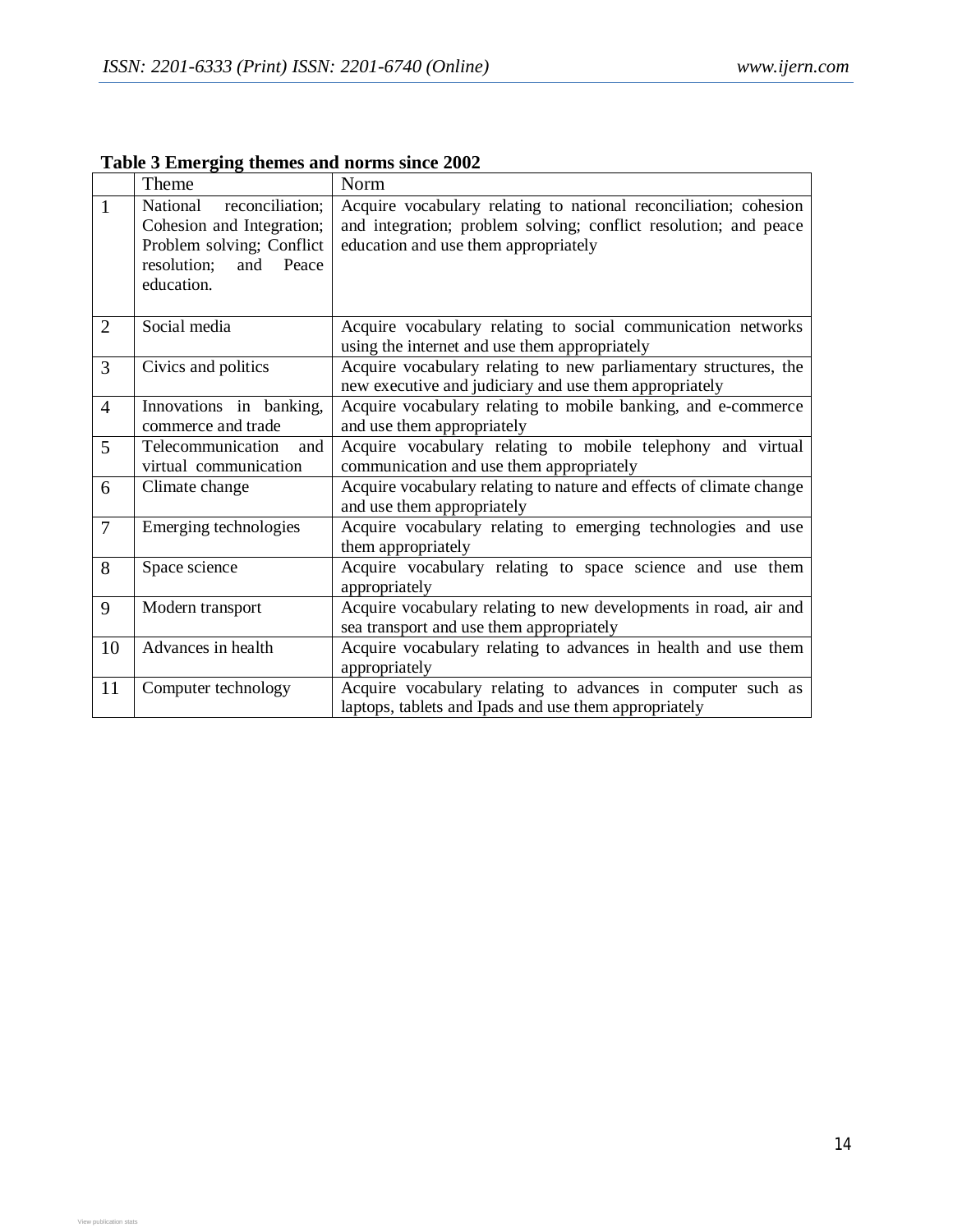**Table 3 Emerging themes and norms since 2002**

| | Theme | Norm |
|---|---|---|
| 1 | National reconciliation; Cohesion and Integration; Problem solving; Conflict resolution; and Peace education. | Acquire vocabulary relating to national reconciliation; cohesion and integration; problem solving; conflict resolution; and peace education and use them appropriately |
| 2 | Social media | Acquire vocabulary relating to social communication networks using the internet and use them appropriately |
| 3 | Civics and politics | Acquire vocabulary relating to new parliamentary structures, the new executive and judiciary and use them appropriately |
| 4 | Innovations in banking, commerce and trade | Acquire vocabulary relating to mobile banking, and e-commerce and use them appropriately |
| 5 | Telecommunication and virtual communication | Acquire vocabulary relating to mobile telephony and virtual communication and use them appropriately |
| 6 | Climate change | Acquire vocabulary relating to nature and effects of climate change and use them appropriately |
| 7 | Emerging technologies | Acquire vocabulary relating to emerging technologies and use them appropriately |
| 8 | Space science | Acquire vocabulary relating to space science and use them appropriately |
| 9 | Modern transport | Acquire vocabulary relating to new developments in road, air and sea transport and use them appropriately |
| 10 | Advances in health | Acquire vocabulary relating to advances in health and use them appropriately |
| 11 | Computer technology | Acquire vocabulary relating to advances in computer such as laptops, tablets and Ipads and use them appropriately |